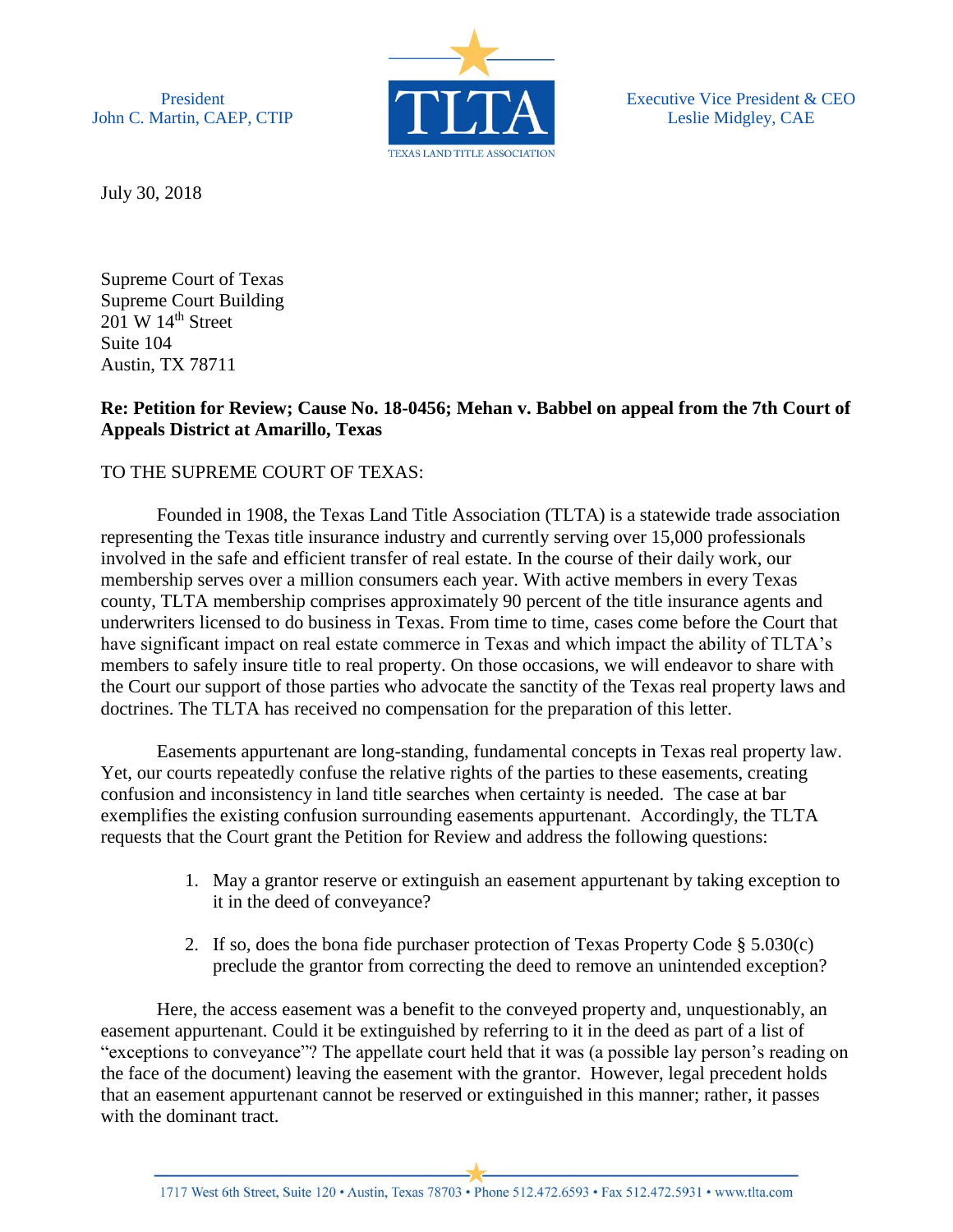President
John C. Martin, CAEP, CTIP

TLTA
TEXAS LAND TITLE ASSOCIATION

Executive Vice President & CEO
Leslie Midgley, CAE

July 30, 2018

Supreme Court of Texas
Supreme Court Building
201 W 14th Street
Suite 104
Austin, TX 78711

**Re: Petition for Review; Cause No. 18-0456; Mehan v. Babbel on appeal from the 7th Court of Appeals District at Amarillo, Texas**

TO THE SUPREME COURT OF TEXAS:

Founded in 1908, the Texas Land Title Association (TLTA) is a statewide trade association representing the Texas title insurance industry and currently serving over 15,000 professionals involved in the safe and efficient transfer of real estate. In the course of their daily work, our membership serves over a million consumers each year. With active members in every Texas county, TLTA membership comprises approximately 90 percent of the title insurance agents and underwriters licensed to do business in Texas. From time to time, cases come before the Court that have significant impact on real estate commerce in Texas and which impact the ability of TLTA's members to safely insure title to real property. On those occasions, we will endeavor to share with the Court our support of those parties who advocate the sanctity of the Texas real property laws and doctrines. The TLTA has received no compensation for the preparation of this letter.

Easements appurtenant are long-standing, fundamental concepts in Texas real property law. Yet, our courts repeatedly confuse the relative rights of the parties to these easements, creating confusion and inconsistency in land title searches when certainty is needed. The case at bar exemplifies the existing confusion surrounding easements appurtenant. Accordingly, the TLTA requests that the Court grant the Petition for Review and address the following questions:

1. May a grantor reserve or extinguish an easement appurtenant by taking exception to it in the deed of conveyance?
2. If so, does the bona fide purchaser protection of Texas Property Code § 5.030(c) preclude the grantor from correcting the deed to remove an unintended exception?

Here, the access easement was a benefit to the conveyed property and, unquestionably, an easement appurtenant. Could it be extinguished by referring to it in the deed as part of a list of "exceptions to conveyance"? The appellate court held that it was (a possible lay person's reading on the face of the document) leaving the easement with the grantor. However, legal precedent holds that an easement appurtenant cannot be reserved or extinguished in this manner; rather, it passes with the dominant tract.

1717 West 6th Street, Suite 120 • Austin, Texas 78703 • Phone 512.472.6593 • Fax 512.472.5931 • www.tlta.com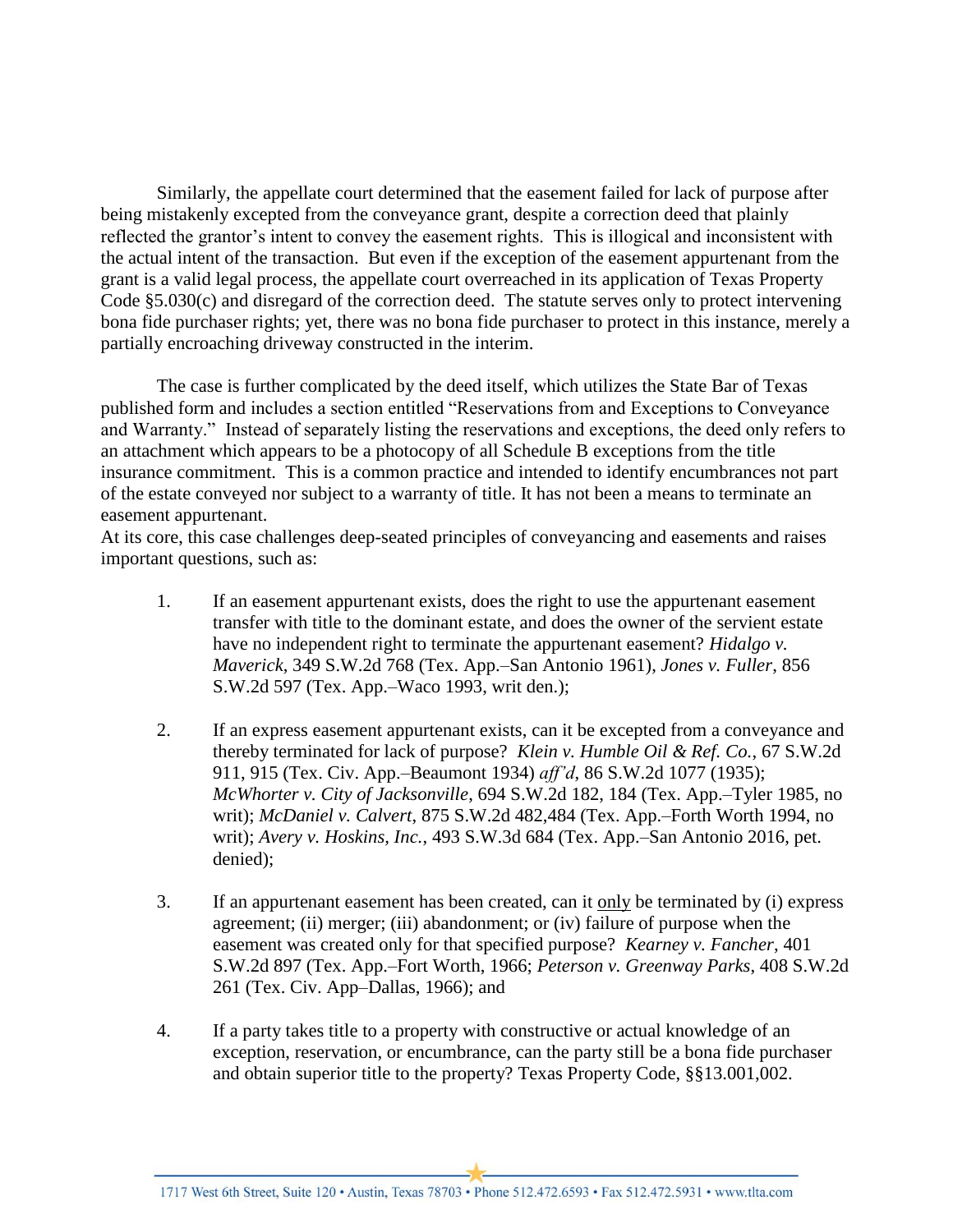Similarly, the appellate court determined that the easement failed for lack of purpose after being mistakenly excepted from the conveyance grant, despite a correction deed that plainly reflected the grantor's intent to convey the easement rights. This is illogical and inconsistent with the actual intent of the transaction. But even if the exception of the easement appurtenant from the grant is a valid legal process, the appellate court overreached in its application of Texas Property Code §5.030(c) and disregard of the correction deed. The statute serves only to protect intervening bona fide purchaser rights; yet, there was no bona fide purchaser to protect in this instance, merely a partially encroaching driveway constructed in the interim.

The case is further complicated by the deed itself, which utilizes the State Bar of Texas published form and includes a section entitled "Reservations from and Exceptions to Conveyance and Warranty." Instead of separately listing the reservations and exceptions, the deed only refers to an attachment which appears to be a photocopy of all Schedule B exceptions from the title insurance commitment. This is a common practice and intended to identify encumbrances not part of the estate conveyed nor subject to a warranty of title. It has not been a means to terminate an easement appurtenant.

At its core, this case challenges deep-seated principles of conveyancing and easements and raises important questions, such as:

1. If an easement appurtenant exists, does the right to use the appurtenant easement transfer with title to the dominant estate, and does the owner of the servient estate have no independent right to terminate the appurtenant easement? *Hidalgo v. Maverick*, 349 S.W.2d 768 (Tex. App.–San Antonio 1961), *Jones v. Fuller*, 856 S.W.2d 597 (Tex. App.–Waco 1993, writ den.);

2. If an express easement appurtenant exists, can it be excepted from a conveyance and thereby terminated for lack of purpose? *Klein v. Humble Oil & Ref. Co.*, 67 S.W.2d 911, 915 (Tex. Civ. App.–Beaumont 1934) *aff'd*, 86 S.W.2d 1077 (1935); *McWhorter v. City of Jacksonville*, 694 S.W.2d 182, 184 (Tex. App.–Tyler 1985, no writ); *McDaniel v. Calvert*, 875 S.W.2d 482,484 (Tex. App.–Forth Worth 1994, no writ); *Avery v. Hoskins, Inc.*, 493 S.W.3d 684 (Tex. App.–San Antonio 2016, pet. denied);

3. If an appurtenant easement has been created, can it <u>only</u> be terminated by (i) express agreement; (ii) merger; (iii) abandonment; or (iv) failure of purpose when the easement was created only for that specified purpose? *Kearney v. Fancher*, 401 S.W.2d 897 (Tex. App.–Fort Worth, 1966; *Peterson v. Greenway Parks*, 408 S.W.2d 261 (Tex. Civ. App–Dallas, 1966); and

4. If a party takes title to a property with constructive or actual knowledge of an exception, reservation, or encumbrance, can the party still be a bona fide purchaser and obtain superior title to the property? Texas Property Code, §§13.001,002.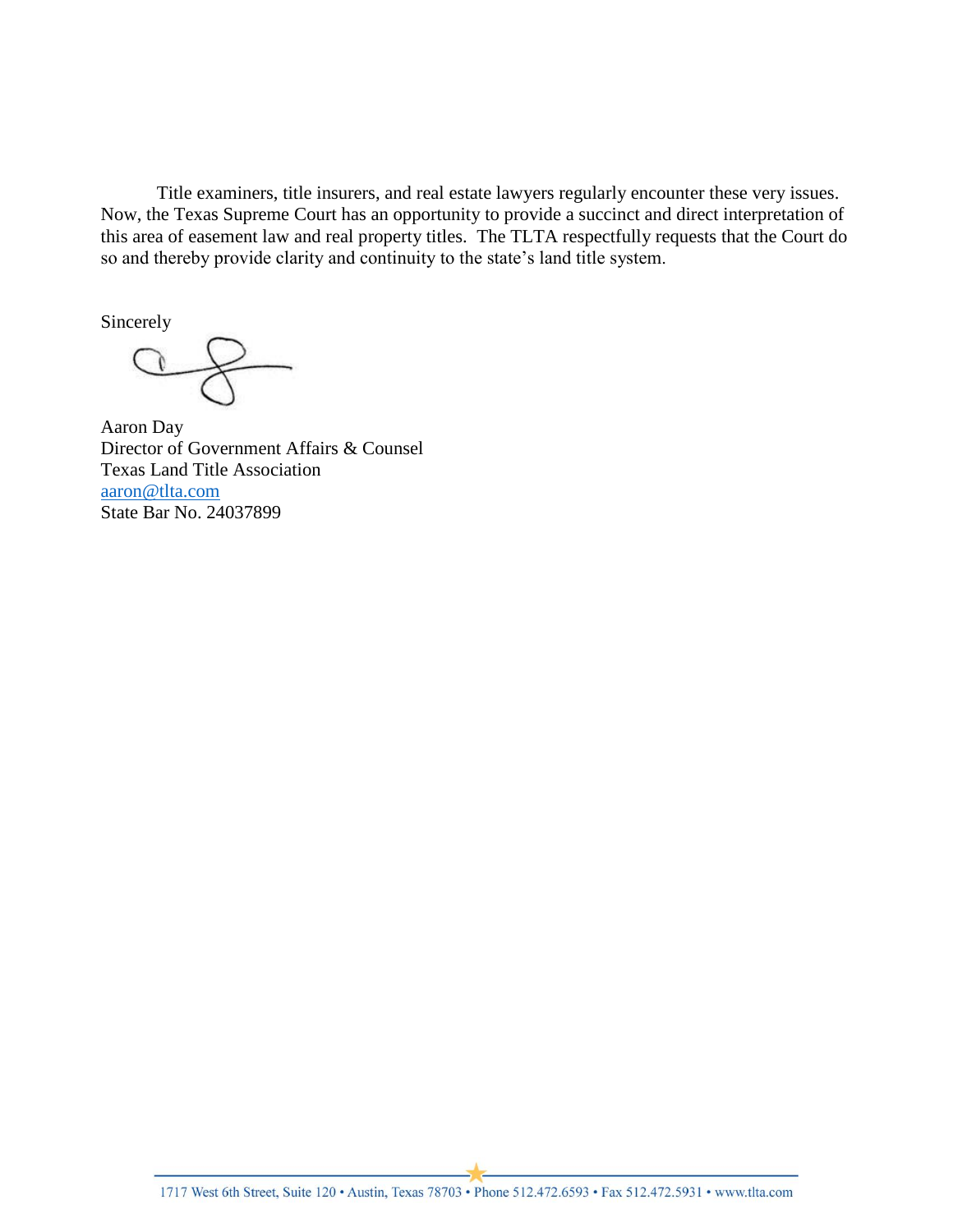Title examiners, title insurers, and real estate lawyers regularly encounter these very issues. Now, the Texas Supreme Court has an opportunity to provide a succinct and direct interpretation of this area of easement law and real property titles. The TLTA respectfully requests that the Court do so and thereby provide clarity and continuity to the state's land title system.

Sincerely

Aaron Day
Director of Government Affairs & Counsel
Texas Land Title Association
aaron@tlta.com
State Bar No. 24037899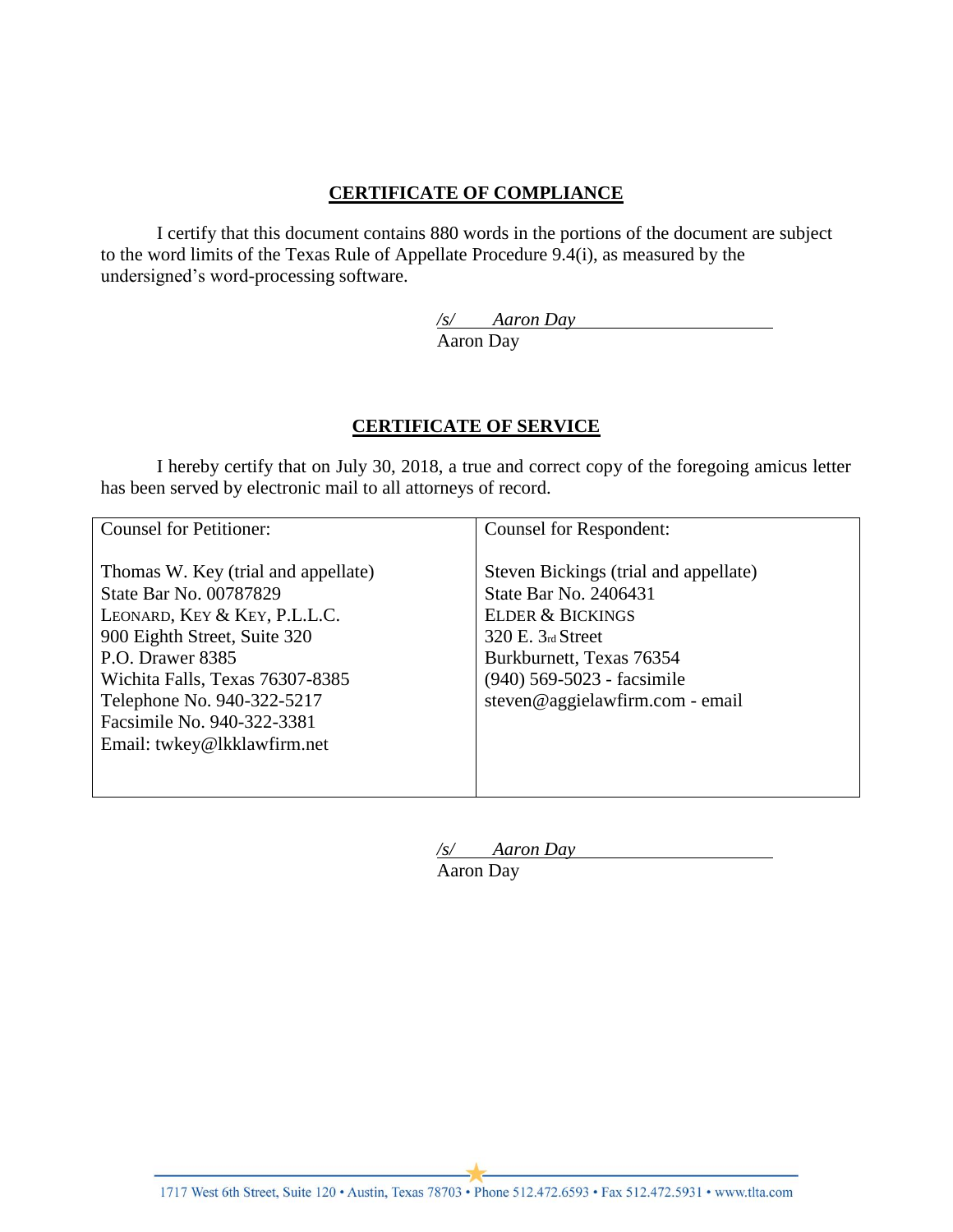## CERTIFICATE OF COMPLIANCE

I certify that this document contains 880 words in the portions of the document are subject to the word limits of the Texas Rule of Appellate Procedure 9.4(i), as measured by the undersigned's word-processing software.

*/s/ Aaron Day*
Aaron Day

## CERTIFICATE OF SERVICE

I hereby certify that on July 30, 2018, a true and correct copy of the foregoing amicus letter has been served by electronic mail to all attorneys of record.

| Counsel for Petitioner: | Counsel for Respondent: |
|---|---|
| Thomas W. Key (trial and appellate)<br>State Bar No. 00787829<br>LEONARD, KEY & KEY, P.L.L.C.<br>900 Eighth Street, Suite 320<br>P.O. Drawer 8385<br>Wichita Falls, Texas 76307-8385<br>Telephone No. 940-322-5217<br>Facsimile No. 940-322-3381<br>Email: twkey@lkklawfirm.net | Steven Bickings (trial and appellate)<br>State Bar No. 2406431<br>ELDER & BICKINGS<br>320 E. 3rd Street<br>Burkburnett, Texas 76354<br>(940) 569-5023 - facsimile<br>steven@aggielawfirm.com - email |

*/s/ Aaron Day*
Aaron Day